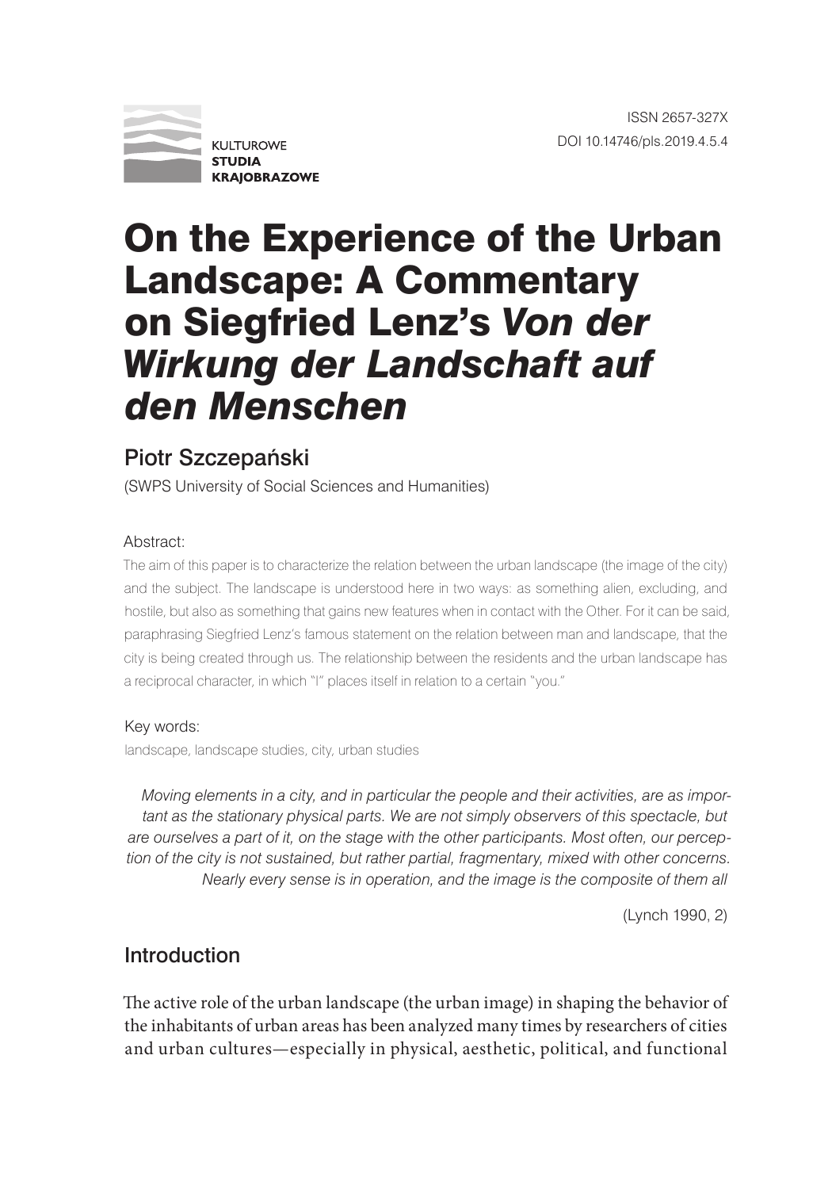KULTUROWE
**STUDIA**
**KRAJOBRAZOWE**

ISSN 2657-327X
DOI 10.14746/pls.2019.4.5.4

# On the Experience of the Urban Landscape: A Commentary on Siegfried Lenz's *Von der Wirkung der Landschaft auf den Menschen*

## Piotr Szczepański

(SWPS University of Social Sciences and Humanities)

Abstract:

The aim of this paper is to characterize the relation between the urban landscape (the image of the city) and the subject. The landscape is understood here in two ways: as something alien, excluding, and hostile, but also as something that gains new features when in contact with the Other. For it can be said, paraphrasing Siegfried Lenz's famous statement on the relation between man and landscape, that the city is being created through us. The relationship between the residents and the urban landscape has a reciprocal character, in which "I" places itself in relation to a certain "you."

Key words:

landscape, landscape studies, city, urban studies

> *Moving elements in a city, and in particular the people and their activities, are as important as the stationary physical parts. We are not simply observers of this spectacle, but are ourselves a part of it, on the stage with the other participants. Most often, our perception of the city is not sustained, but rather partial, fragmentary, mixed with other concerns. Nearly every sense is in operation, and the image is the composite of them all*
>
> (Lynch 1990, 2)

## Introduction

The active role of the urban landscape (the urban image) in shaping the behavior of the inhabitants of urban areas has been analyzed many times by researchers of cities and urban cultures—especially in physical, aesthetic, political, and functional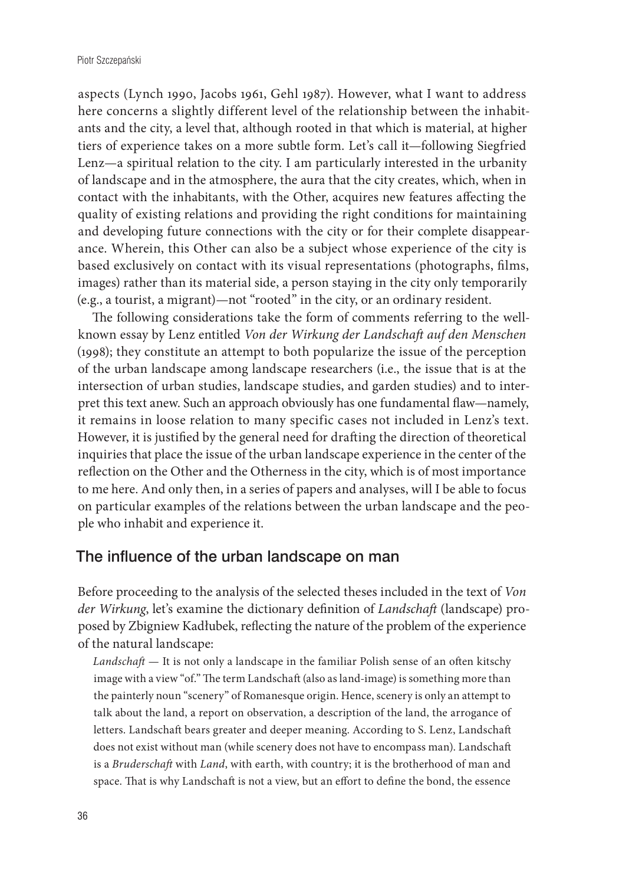aspects (Lynch 1990, Jacobs 1961, Gehl 1987). However, what I want to address here concerns a slightly different level of the relationship between the inhabitants and the city, a level that, although rooted in that which is material, at higher tiers of experience takes on a more subtle form. Let's call it—following Siegfried Lenz—a spiritual relation to the city. I am particularly interested in the urbanity of landscape and in the atmosphere, the aura that the city creates, which, when in contact with the inhabitants, with the Other, acquires new features affecting the quality of existing relations and providing the right conditions for maintaining and developing future connections with the city or for their complete disappearance. Wherein, this Other can also be a subject whose experience of the city is based exclusively on contact with its visual representations (photographs, films, images) rather than its material side, a person staying in the city only temporarily (e.g., a tourist, a migrant)—not "rooted" in the city, or an ordinary resident.

The following considerations take the form of comments referring to the well-known essay by Lenz entitled *Von der Wirkung der Landschaft auf den Menschen* (1998); they constitute an attempt to both popularize the issue of the perception of the urban landscape among landscape researchers (i.e., the issue that is at the intersection of urban studies, landscape studies, and garden studies) and to interpret this text anew. Such an approach obviously has one fundamental flaw—namely, it remains in loose relation to many specific cases not included in Lenz's text. However, it is justified by the general need for drafting the direction of theoretical inquiries that place the issue of the urban landscape experience in the center of the reflection on the Other and the Otherness in the city, which is of most importance to me here. And only then, in a series of papers and analyses, will I be able to focus on particular examples of the relations between the urban landscape and the people who inhabit and experience it.

## The influence of the urban landscape on man

Before proceeding to the analysis of the selected theses included in the text of *Von der Wirkung*, let's examine the dictionary definition of *Landschaft* (landscape) proposed by Zbigniew Kadłubek, reflecting the nature of the problem of the experience of the natural landscape:

> *Landschaft* — It is not only a landscape in the familiar Polish sense of an often kitschy image with a view "of." The term Landschaft (also as land-image) is something more than the painterly noun "scenery" of Romanesque origin. Hence, scenery is only an attempt to talk about the land, a report on observation, a description of the land, the arrogance of letters. Landschaft bears greater and deeper meaning. According to S. Lenz, Landschaft does not exist without man (while scenery does not have to encompass man). Landschaft is a *Bruderschaft* with *Land*, with earth, with country; it is the brotherhood of man and space. That is why Landschaft is not a view, but an effort to define the bond, the essence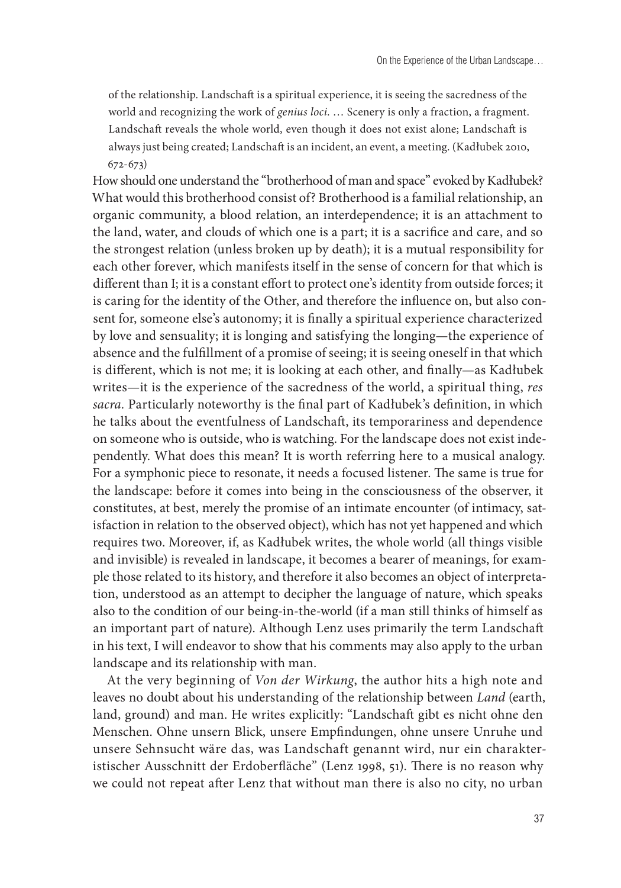> of the relationship. Landschaft is a spiritual experience, it is seeing the sacredness of the world and recognizing the work of *genius loci*. … Scenery is only a fraction, a fragment. Landschaft reveals the whole world, even though it does not exist alone; Landschaft is always just being created; Landschaft is an incident, an event, a meeting. (Kadłubek 2010, 672-673)

How should one understand the "brotherhood of man and space" evoked by Kadłubek? What would this brotherhood consist of? Brotherhood is a familial relationship, an organic community, a blood relation, an interdependence; it is an attachment to the land, water, and clouds of which one is a part; it is a sacrifice and care, and so the strongest relation (unless broken up by death); it is a mutual responsibility for each other forever, which manifests itself in the sense of concern for that which is different than I; it is a constant effort to protect one's identity from outside forces; it is caring for the identity of the Other, and therefore the influence on, but also consent for, someone else's autonomy; it is finally a spiritual experience characterized by love and sensuality; it is longing and satisfying the longing—the experience of absence and the fulfillment of a promise of seeing; it is seeing oneself in that which is different, which is not me; it is looking at each other, and finally—as Kadłubek writes—it is the experience of the sacredness of the world, a spiritual thing, *res sacra*. Particularly noteworthy is the final part of Kadłubek's definition, in which he talks about the eventfulness of Landschaft, its temporariness and dependence on someone who is outside, who is watching. For the landscape does not exist independently. What does this mean? It is worth referring here to a musical analogy. For a symphonic piece to resonate, it needs a focused listener. The same is true for the landscape: before it comes into being in the consciousness of the observer, it constitutes, at best, merely the promise of an intimate encounter (of intimacy, satisfaction in relation to the observed object), which has not yet happened and which requires two. Moreover, if, as Kadłubek writes, the whole world (all things visible and invisible) is revealed in landscape, it becomes a bearer of meanings, for example those related to its history, and therefore it also becomes an object of interpretation, understood as an attempt to decipher the language of nature, which speaks also to the condition of our being-in-the-world (if a man still thinks of himself as an important part of nature). Although Lenz uses primarily the term Landschaft in his text, I will endeavor to show that his comments may also apply to the urban landscape and its relationship with man.

At the very beginning of *Von der Wirkung*, the author hits a high note and leaves no doubt about his understanding of the relationship between *Land* (earth, land, ground) and man. He writes explicitly: "Landschaft gibt es nicht ohne den Menschen. Ohne unsern Blick, unsere Empfindungen, ohne unsere Unruhe und unsere Sehnsucht wäre das, was Landschaft genannt wird, nur ein charakteristischer Ausschnitt der Erdoberfläche" (Lenz 1998, 51). There is no reason why we could not repeat after Lenz that without man there is also no city, no urban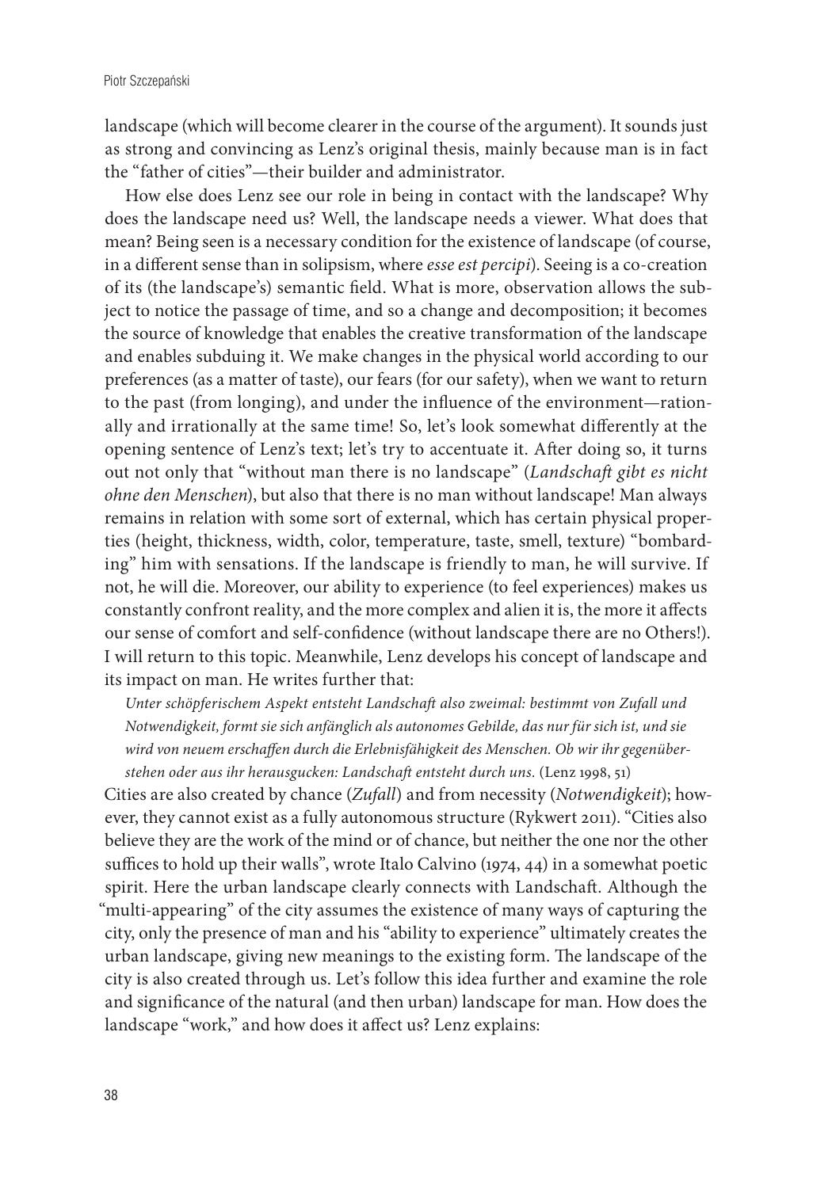landscape (which will become clearer in the course of the argument). It sounds just as strong and convincing as Lenz's original thesis, mainly because man is in fact the "father of cities"—their builder and administrator.

How else does Lenz see our role in being in contact with the landscape? Why does the landscape need us? Well, the landscape needs a viewer. What does that mean? Being seen is a necessary condition for the existence of landscape (of course, in a different sense than in solipsism, where *esse est percipi*). Seeing is a co-creation of its (the landscape's) semantic field. What is more, observation allows the subject to notice the passage of time, and so a change and decomposition; it becomes the source of knowledge that enables the creative transformation of the landscape and enables subduing it. We make changes in the physical world according to our preferences (as a matter of taste), our fears (for our safety), when we want to return to the past (from longing), and under the influence of the environment—rationally and irrationally at the same time! So, let's look somewhat differently at the opening sentence of Lenz's text; let's try to accentuate it. After doing so, it turns out not only that "without man there is no landscape" (*Landschaft gibt es nicht ohne den Menschen*), but also that there is no man without landscape! Man always remains in relation with some sort of external, which has certain physical properties (height, thickness, width, color, temperature, taste, smell, texture) "bombarding" him with sensations. If the landscape is friendly to man, he will survive. If not, he will die. Moreover, our ability to experience (to feel experiences) makes us constantly confront reality, and the more complex and alien it is, the more it affects our sense of comfort and self-confidence (without landscape there are no Others!). I will return to this topic. Meanwhile, Lenz develops his concept of landscape and its impact on man. He writes further that:

> *Unter schöpferischem Aspekt entsteht Landschaft also zweimal: bestimmt von Zufall und Notwendigkeit, formt sie sich anfänglich als autonomes Gebilde, das nur für sich ist, und sie wird von neuem erschaffen durch die Erlebnisfähigkeit des Menschen. Ob wir ihr gegenüberstehen oder aus ihr herausgucken: Landschaft entsteht durch uns.* (Lenz 1998, 51)

Cities are also created by chance (*Zufall*) and from necessity (*Notwendigkeit*); however, they cannot exist as a fully autonomous structure (Rykwert 2011). "Cities also believe they are the work of the mind or of chance, but neither the one nor the other suffices to hold up their walls", wrote Italo Calvino (1974, 44) in a somewhat poetic spirit. Here the urban landscape clearly connects with Landschaft. Although the "multi-appearing" of the city assumes the existence of many ways of capturing the city, only the presence of man and his "ability to experience" ultimately creates the urban landscape, giving new meanings to the existing form. The landscape of the city is also created through us. Let's follow this idea further and examine the role and significance of the natural (and then urban) landscape for man. How does the landscape "work," and how does it affect us? Lenz explains: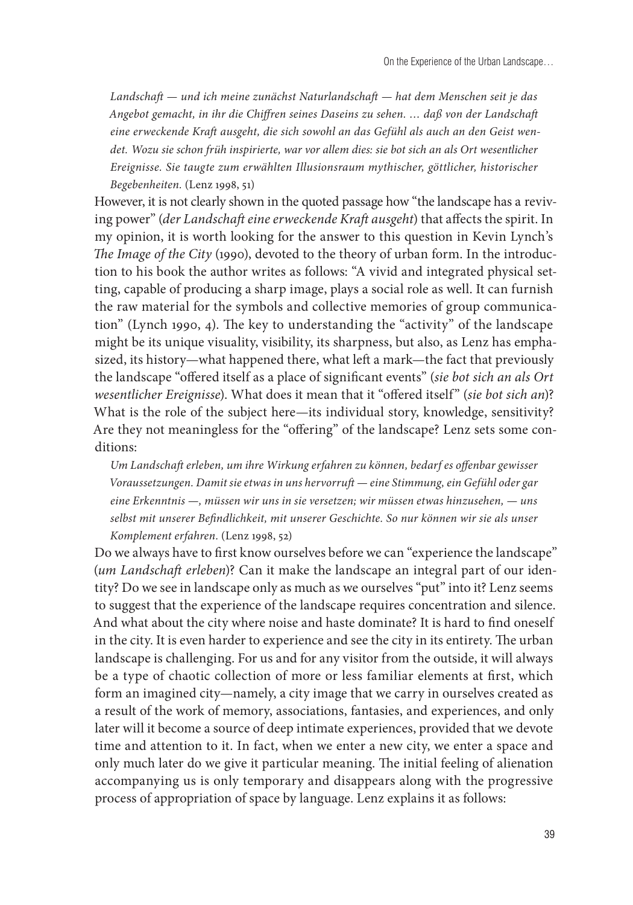> *Landschaft — und ich meine zunächst Naturlandschaft — hat dem Menschen seit je das Angebot gemacht, in ihr die Chiffren seines Daseins zu sehen. … daß von der Landschaft eine erweckende Kraft ausgeht, die sich sowohl an das Gefühl als auch an den Geist wendet. Wozu sie schon früh inspirierte, war vor allem dies: sie bot sich an als Ort wesentlicher Ereignisse. Sie taugte zum erwählten Illusionsraum mythischer, göttlicher, historischer Begebenheiten.* (Lenz 1998, 51)

However, it is not clearly shown in the quoted passage how "the landscape has a reviving power" (*der Landschaft eine erweckende Kraft ausgeht*) that affects the spirit. In my opinion, it is worth looking for the answer to this question in Kevin Lynch's *The Image of the City* (1990), devoted to the theory of urban form. In the introduction to his book the author writes as follows: "A vivid and integrated physical setting, capable of producing a sharp image, plays a social role as well. It can furnish the raw material for the symbols and collective memories of group communication" (Lynch 1990, 4). The key to understanding the "activity" of the landscape might be its unique visuality, visibility, its sharpness, but also, as Lenz has emphasized, its history—what happened there, what left a mark—the fact that previously the landscape "offered itself as a place of significant events" (*sie bot sich an als Ort wesentlicher Ereignisse*). What does it mean that it "offered itself" (*sie bot sich an*)? What is the role of the subject here—its individual story, knowledge, sensitivity? Are they not meaningless for the "offering" of the landscape? Lenz sets some conditions:

> *Um Landschaft erleben, um ihre Wirkung erfahren zu können, bedarf es offenbar gewisser Voraussetzungen. Damit sie etwas in uns hervorruft — eine Stimmung, ein Gefühl oder gar eine Erkenntnis —, müssen wir uns in sie versetzen; wir müssen etwas hinzusehen, — uns selbst mit unserer Befindlichkeit, mit unserer Geschichte. So nur können wir sie als unser Komplement erfahren.* (Lenz 1998, 52)

Do we always have to first know ourselves before we can "experience the landscape" (*um Landschaft erleben*)? Can it make the landscape an integral part of our identity? Do we see in landscape only as much as we ourselves "put" into it? Lenz seems to suggest that the experience of the landscape requires concentration and silence. And what about the city where noise and haste dominate? It is hard to find oneself in the city. It is even harder to experience and see the city in its entirety. The urban landscape is challenging. For us and for any visitor from the outside, it will always be a type of chaotic collection of more or less familiar elements at first, which form an imagined city—namely, a city image that we carry in ourselves created as a result of the work of memory, associations, fantasies, and experiences, and only later will it become a source of deep intimate experiences, provided that we devote time and attention to it. In fact, when we enter a new city, we enter a space and only much later do we give it particular meaning. The initial feeling of alienation accompanying us is only temporary and disappears along with the progressive process of appropriation of space by language. Lenz explains it as follows: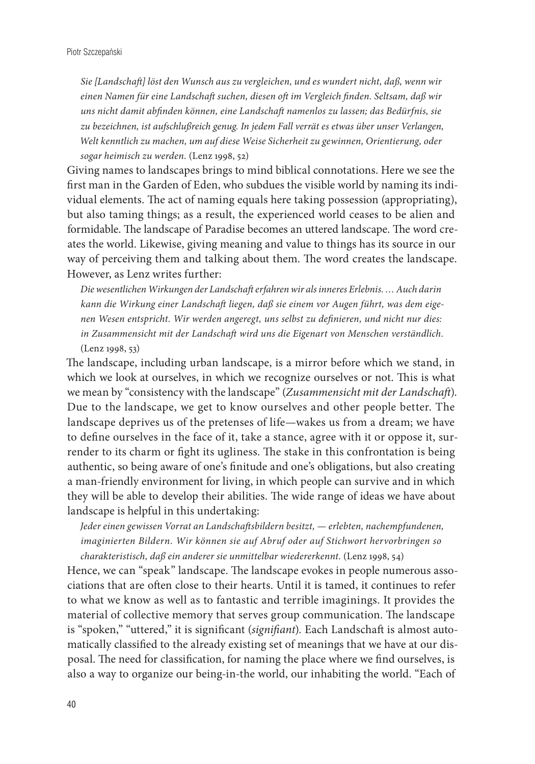*Sie [Landschaft] löst den Wunsch aus zu vergleichen, und es wundert nicht, daß, wenn wir einen Namen für eine Landschaft suchen, diesen oft im Vergleich finden. Seltsam, daß wir uns nicht damit abfinden können, eine Landschaft namenlos zu lassen; das Bedürfnis, sie zu bezeichnen, ist aufschlußreich genug. In jedem Fall verrät es etwas über unser Verlangen, Welt kenntlich zu machen, um auf diese Weise Sicherheit zu gewinnen, Orientierung, oder sogar heimisch zu werden.* (Lenz 1998, 52)

Giving names to landscapes brings to mind biblical connotations. Here we see the first man in the Garden of Eden, who subdues the visible world by naming its individual elements. The act of naming equals here taking possession (appropriating), but also taming things; as a result, the experienced world ceases to be alien and formidable. The landscape of Paradise becomes an uttered landscape. The word creates the world. Likewise, giving meaning and value to things has its source in our way of perceiving them and talking about them. The word creates the landscape. However, as Lenz writes further:

*Die wesentlichen Wirkungen der Landschaft erfahren wir als inneres Erlebnis. … Auch darin kann die Wirkung einer Landschaft liegen, daß sie einem vor Augen führt, was dem eigenen Wesen entspricht. Wir werden angeregt, uns selbst zu definieren, und nicht nur dies: in Zusammensicht mit der Landschaft wird uns die Eigenart von Menschen verständlich.* (Lenz 1998, 53)

The landscape, including urban landscape, is a mirror before which we stand, in which we look at ourselves, in which we recognize ourselves or not. This is what we mean by "consistency with the landscape" (*Zusammensicht mit der Landschaft*). Due to the landscape, we get to know ourselves and other people better. The landscape deprives us of the pretenses of life—wakes us from a dream; we have to define ourselves in the face of it, take a stance, agree with it or oppose it, surrender to its charm or fight its ugliness. The stake in this confrontation is being authentic, so being aware of one's finitude and one's obligations, but also creating a man-friendly environment for living, in which people can survive and in which they will be able to develop their abilities. The wide range of ideas we have about landscape is helpful in this undertaking:

*Jeder einen gewissen Vorrat an Landschaftsbildern besitzt, — erlebten, nachempfundenen, imaginierten Bildern. Wir können sie auf Abruf oder auf Stichwort hervorbringen so charakteristisch, daß ein anderer sie unmittelbar wiedererkennt.* (Lenz 1998, 54)

Hence, we can "speak" landscape. The landscape evokes in people numerous associations that are often close to their hearts. Until it is tamed, it continues to refer to what we know as well as to fantastic and terrible imaginings. It provides the material of collective memory that serves group communication. The landscape is "spoken," "uttered," it is significant (*signifiant*). Each Landschaft is almost automatically classified to the already existing set of meanings that we have at our disposal. The need for classification, for naming the place where we find ourselves, is also a way to organize our being-in-the world, our inhabiting the world. "Each of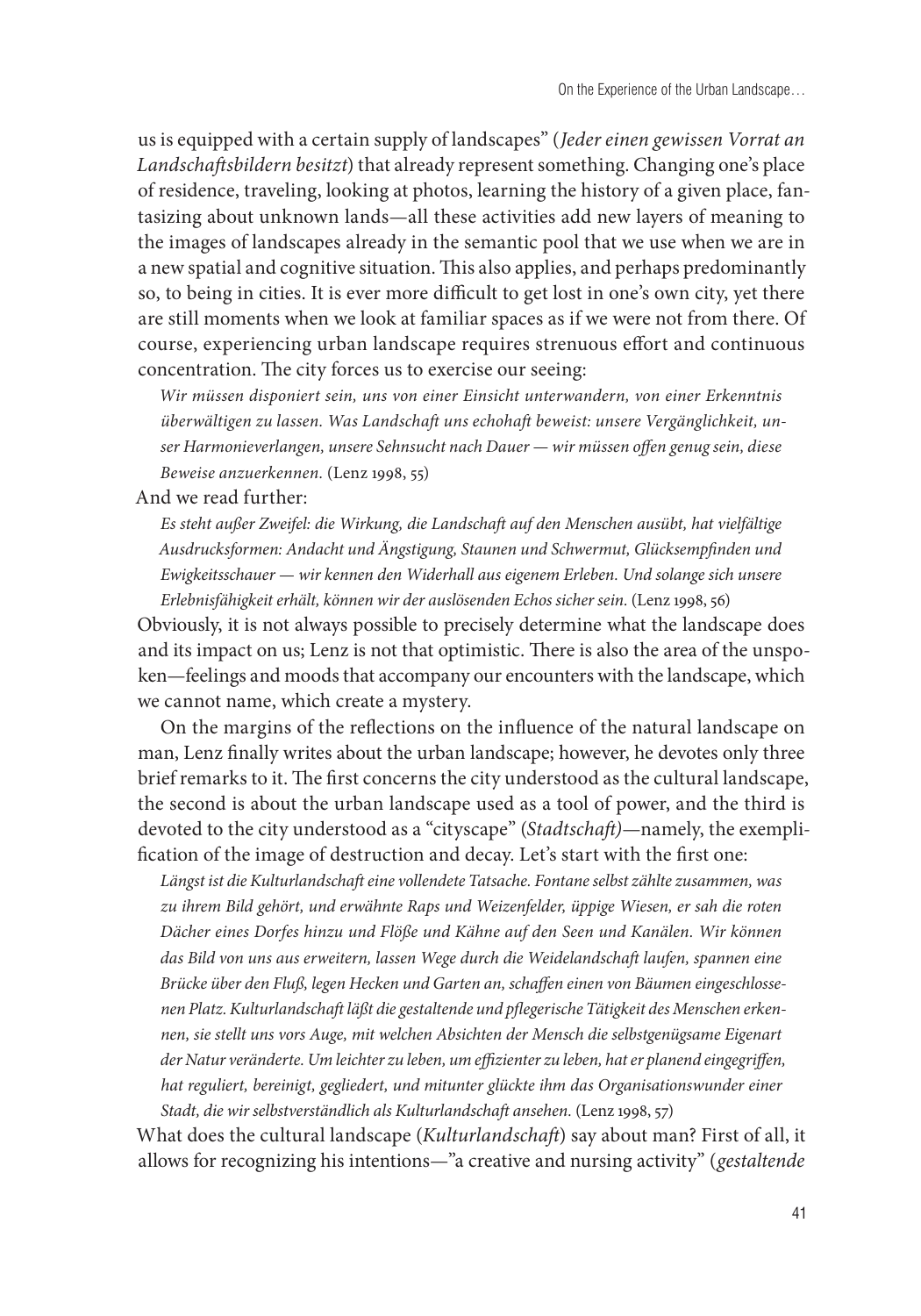us is equipped with a certain supply of landscapes" (*Jeder einen gewissen Vorrat an Landschaftsbildern besitzt*) that already represent something. Changing one's place of residence, traveling, looking at photos, learning the history of a given place, fantasizing about unknown lands—all these activities add new layers of meaning to the images of landscapes already in the semantic pool that we use when we are in a new spatial and cognitive situation. This also applies, and perhaps predominantly so, to being in cities. It is ever more difficult to get lost in one's own city, yet there are still moments when we look at familiar spaces as if we were not from there. Of course, experiencing urban landscape requires strenuous effort and continuous concentration. The city forces us to exercise our seeing:

> *Wir müssen disponiert sein, uns von einer Einsicht unterwandern, von einer Erkenntnis überwältigen zu lassen. Was Landschaft uns echohaft beweist: unsere Vergänglichkeit, unser Harmonieverlangen, unsere Sehnsucht nach Dauer — wir müssen offen genug sein, diese Beweise anzuerkennen.* (Lenz 1998, 55)

And we read further:

> *Es steht außer Zweifel: die Wirkung, die Landschaft auf den Menschen ausübt, hat vielfältige Ausdrucksformen: Andacht und Ängstigung, Staunen und Schwermut, Glücksempfinden und Ewigkeitsschauer — wir kennen den Widerhall aus eigenem Erleben. Und solange sich unsere Erlebnisfähigkeit erhält, können wir der auslösenden Echos sicher sein.* (Lenz 1998, 56)

Obviously, it is not always possible to precisely determine what the landscape does and its impact on us; Lenz is not that optimistic. There is also the area of the unspoken—feelings and moods that accompany our encounters with the landscape, which we cannot name, which create a mystery.

On the margins of the reflections on the influence of the natural landscape on man, Lenz finally writes about the urban landscape; however, he devotes only three brief remarks to it. The first concerns the city understood as the cultural landscape, the second is about the urban landscape used as a tool of power, and the third is devoted to the city understood as a "cityscape" (*Stadtschaft)*—namely, the exemplification of the image of destruction and decay. Let's start with the first one:

> *Längst ist die Kulturlandschaft eine vollendete Tatsache. Fontane selbst zählte zusammen, was zu ihrem Bild gehört, und erwähnte Raps und Weizenfelder, üppige Wiesen, er sah die roten Dächer eines Dorfes hinzu und Flöße und Kähne auf den Seen und Kanälen. Wir können das Bild von uns aus erweitern, lassen Wege durch die Weidelandschaft laufen, spannen eine Brücke über den Fluß, legen Hecken und Garten an, schaffen einen von Bäumen eingeschlossenen Platz. Kulturlandschaft läßt die gestaltende und pflegerische Tätigkeit des Menschen erkennen, sie stellt uns vors Auge, mit welchen Absichten der Mensch die selbstgenügsame Eigenart der Natur veränderte. Um leichter zu leben, um effizienter zu leben, hat er planend eingegriffen, hat reguliert, bereinigt, gegliedert, und mitunter glückte ihm das Organisationswunder einer Stadt, die wir selbstverständlich als Kulturlandschaft ansehen.* (Lenz 1998, 57)

What does the cultural landscape (*Kulturlandschaft*) say about man? First of all, it allows for recognizing his intentions—"a creative and nursing activity" (*gestaltende*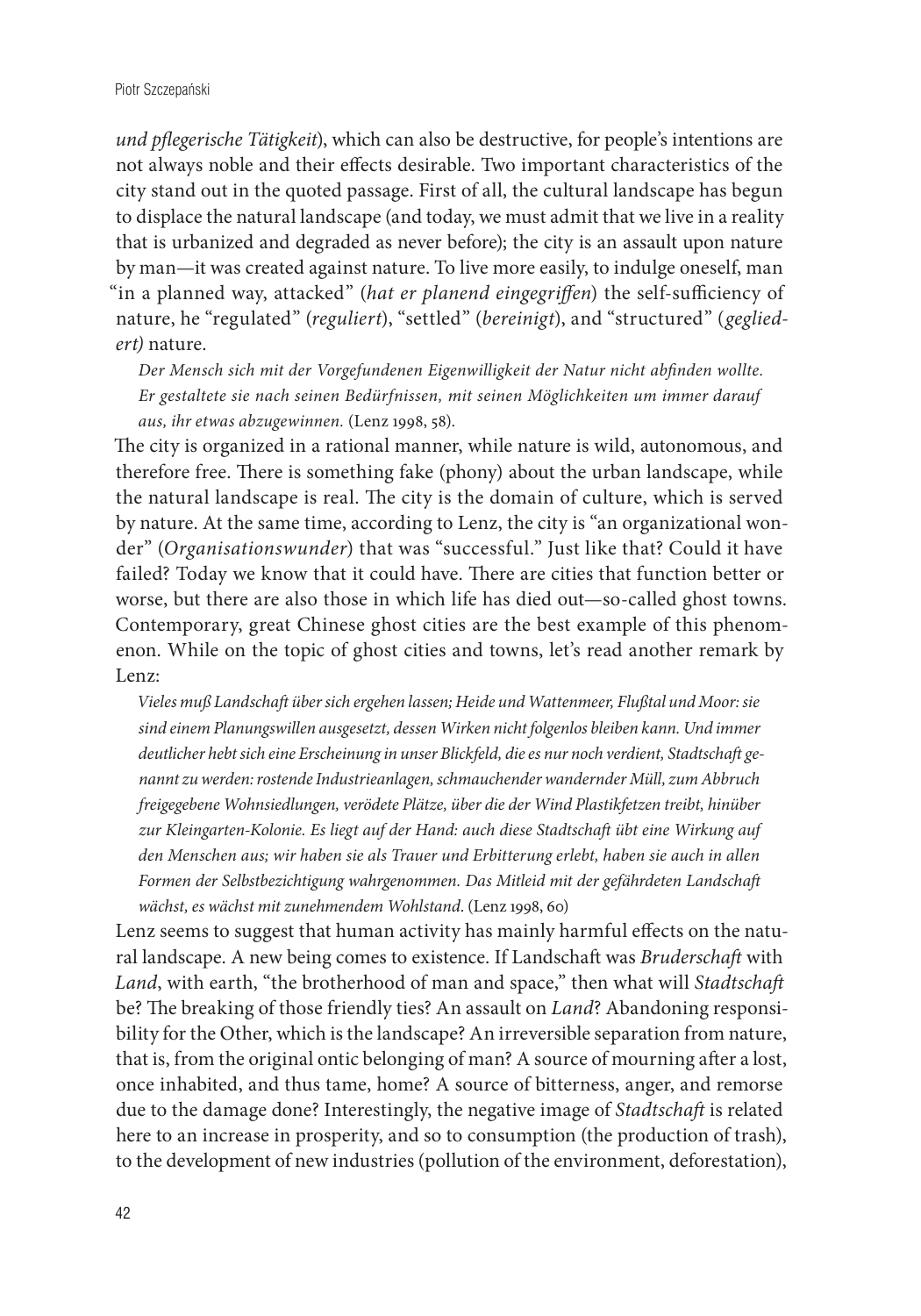*und pflegerische Tätigkeit*), which can also be destructive, for people's intentions are not always noble and their effects desirable. Two important characteristics of the city stand out in the quoted passage. First of all, the cultural landscape has begun to displace the natural landscape (and today, we must admit that we live in a reality that is urbanized and degraded as never before); the city is an assault upon nature by man—it was created against nature. To live more easily, to indulge oneself, man "in a planned way, attacked" (*hat er planend eingegriffen*) the self-sufficiency of nature, he "regulated" (*reguliert*), "settled" (*bereinigt*), and "structured" (*gegliedert)* nature.

> *Der Mensch sich mit der Vorgefundenen Eigenwilligkeit der Natur nicht abfinden wollte. Er gestaltete sie nach seinen Bedürfnissen, mit seinen Möglichkeiten um immer darauf aus, ihr etwas abzugewinnen.* (Lenz 1998, 58).

The city is organized in a rational manner, while nature is wild, autonomous, and therefore free. There is something fake (phony) about the urban landscape, while the natural landscape is real. The city is the domain of culture, which is served by nature. At the same time, according to Lenz, the city is "an organizational wonder" (*Organisationswunder*) that was "successful." Just like that? Could it have failed? Today we know that it could have. There are cities that function better or worse, but there are also those in which life has died out—so-called ghost towns. Contemporary, great Chinese ghost cities are the best example of this phenomenon. While on the topic of ghost cities and towns, let's read another remark by Lenz:

> *Vieles muß Landschaft über sich ergehen lassen; Heide und Wattenmeer, Flußtal und Moor: sie sind einem Planungswillen ausgesetzt, dessen Wirken nicht folgenlos bleiben kann. Und immer deutlicher hebt sich eine Erscheinung in unser Blickfeld, die es nur noch verdient, Stadtschaft genannt zu werden: rostende Industrieanlagen, schmauchender wandernder Müll, zum Abbruch freigegebene Wohnsiedlungen, verödete Plätze, über die der Wind Plastikfetzen treibt, hinüber zur Kleingarten-Kolonie. Es liegt auf der Hand: auch diese Stadtschaft übt eine Wirkung auf den Menschen aus; wir haben sie als Trauer und Erbitterung erlebt, haben sie auch in allen Formen der Selbstbezichtigung wahrgenommen. Das Mitleid mit der gefährdeten Landschaft wächst, es wächst mit zunehmendem Wohlstand.* (Lenz 1998, 60)

Lenz seems to suggest that human activity has mainly harmful effects on the natural landscape. A new being comes to existence. If Landschaft was *Bruderschaft* with *Land*, with earth, "the brotherhood of man and space," then what will *Stadtschaft* be? The breaking of those friendly ties? An assault on *Land*? Abandoning responsibility for the Other, which is the landscape? An irreversible separation from nature, that is, from the original ontic belonging of man? A source of mourning after a lost, once inhabited, and thus tame, home? A source of bitterness, anger, and remorse due to the damage done? Interestingly, the negative image of *Stadtschaft* is related here to an increase in prosperity, and so to consumption (the production of trash), to the development of new industries (pollution of the environment, deforestation),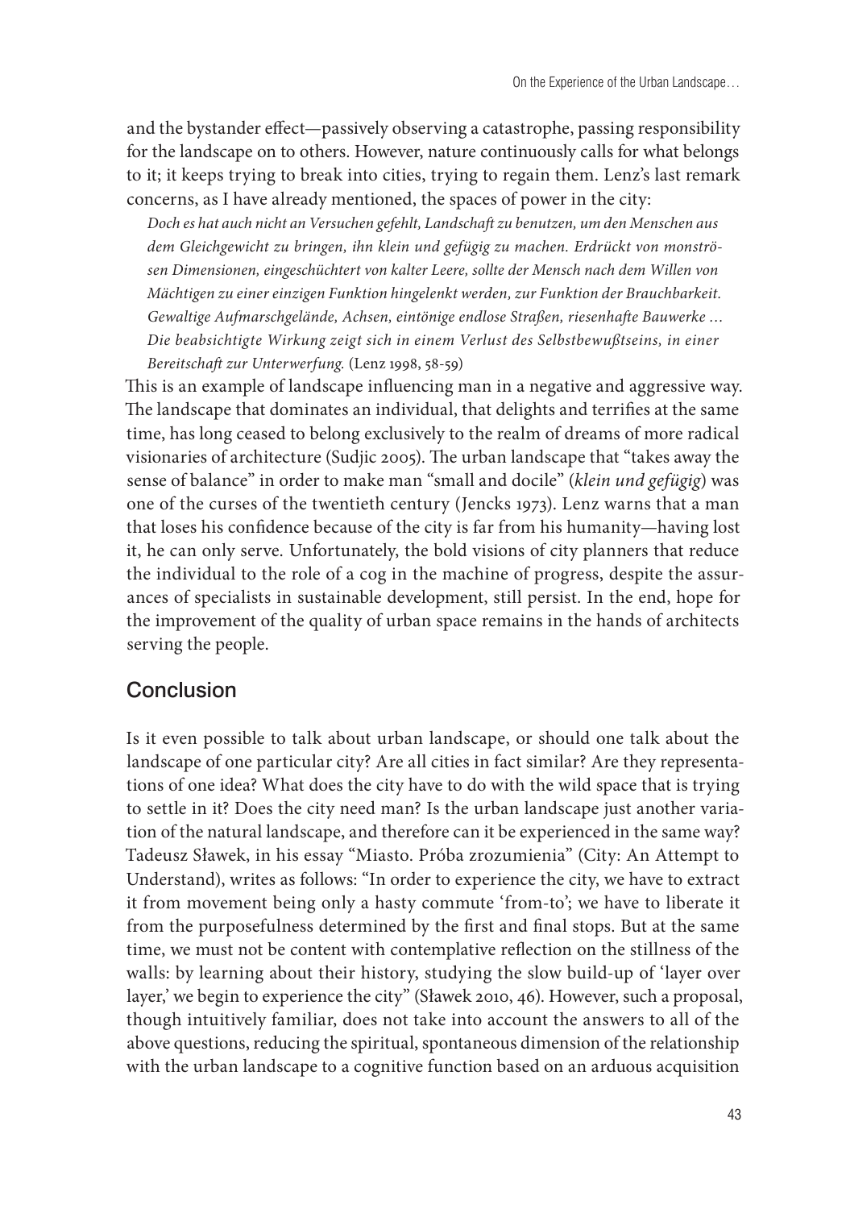and the bystander effect—passively observing a catastrophe, passing responsibility for the landscape on to others. However, nature continuously calls for what belongs to it; it keeps trying to break into cities, trying to regain them. Lenz's last remark concerns, as I have already mentioned, the spaces of power in the city:

> *Doch es hat auch nicht an Versuchen gefehlt, Landschaft zu benutzen, um den Menschen aus dem Gleichgewicht zu bringen, ihn klein und gefügig zu machen. Erdrückt von monströsen Dimensionen, eingeschüchtert von kalter Leere, sollte der Mensch nach dem Willen von Mächtigen zu einer einzigen Funktion hingelenkt werden, zur Funktion der Brauchbarkeit. Gewaltige Aufmarschgelände, Achsen, eintönige endlose Straßen, riesenhafte Bauwerke … Die beabsichtigte Wirkung zeigt sich in einem Verlust des Selbstbewußtseins, in einer Bereitschaft zur Unterwerfung.* (Lenz 1998, 58-59)

This is an example of landscape influencing man in a negative and aggressive way. The landscape that dominates an individual, that delights and terrifies at the same time, has long ceased to belong exclusively to the realm of dreams of more radical visionaries of architecture (Sudjic 2005). The urban landscape that "takes away the sense of balance" in order to make man "small and docile" (*klein und gefügig*) was one of the curses of the twentieth century (Jencks 1973). Lenz warns that a man that loses his confidence because of the city is far from his humanity—having lost it, he can only serve. Unfortunately, the bold visions of city planners that reduce the individual to the role of a cog in the machine of progress, despite the assurances of specialists in sustainable development, still persist. In the end, hope for the improvement of the quality of urban space remains in the hands of architects serving the people.

## Conclusion

Is it even possible to talk about urban landscape, or should one talk about the landscape of one particular city? Are all cities in fact similar? Are they representations of one idea? What does the city have to do with the wild space that is trying to settle in it? Does the city need man? Is the urban landscape just another variation of the natural landscape, and therefore can it be experienced in the same way? Tadeusz Sławek, in his essay "Miasto. Próba zrozumienia" (City: An Attempt to Understand), writes as follows: "In order to experience the city, we have to extract it from movement being only a hasty commute 'from-to'; we have to liberate it from the purposefulness determined by the first and final stops. But at the same time, we must not be content with contemplative reflection on the stillness of the walls: by learning about their history, studying the slow build-up of 'layer over layer,' we begin to experience the city" (Sławek 2010, 46). However, such a proposal, though intuitively familiar, does not take into account the answers to all of the above questions, reducing the spiritual, spontaneous dimension of the relationship with the urban landscape to a cognitive function based on an arduous acquisition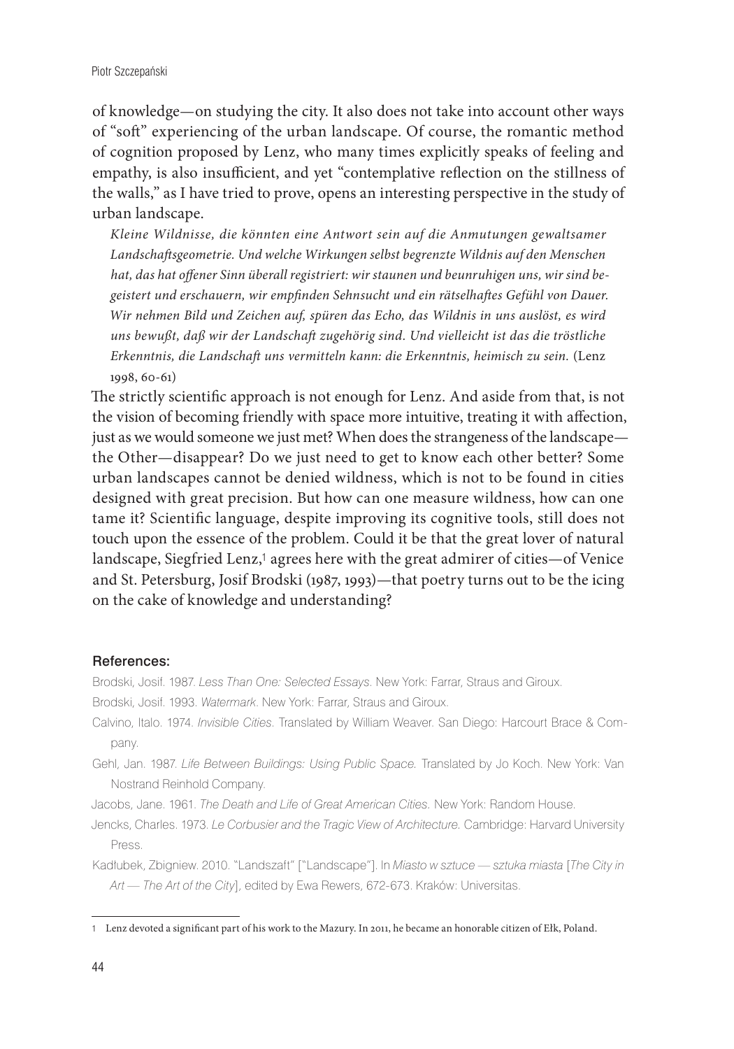of knowledge—on studying the city. It also does not take into account other ways of "soft" experiencing of the urban landscape. Of course, the romantic method of cognition proposed by Lenz, who many times explicitly speaks of feeling and empathy, is also insufficient, and yet "contemplative reflection on the stillness of the walls," as I have tried to prove, opens an interesting perspective in the study of urban landscape.

> *Kleine Wildnisse, die könnten eine Antwort sein auf die Anmutungen gewaltsamer Landschaftsgeometrie. Und welche Wirkungen selbst begrenzte Wildnis auf den Menschen hat, das hat offener Sinn überall registriert: wir staunen und beunruhigen uns, wir sind begeistert und erschauern, wir empfinden Sehnsucht und ein rätselhaftes Gefühl von Dauer. Wir nehmen Bild und Zeichen auf, spüren das Echo, das Wildnis in uns auslöst, es wird uns bewußt, daß wir der Landschaft zugehörig sind. Und vielleicht ist das die tröstliche Erkenntnis, die Landschaft uns vermitteln kann: die Erkenntnis, heimisch zu sein.* (Lenz 1998, 60-61)

The strictly scientific approach is not enough for Lenz. And aside from that, is not the vision of becoming friendly with space more intuitive, treating it with affection, just as we would someone we just met? When does the strangeness of the landscape—the Other—disappear? Do we just need to get to know each other better? Some urban landscapes cannot be denied wildness, which is not to be found in cities designed with great precision. But how can one measure wildness, how can one tame it? Scientific language, despite improving its cognitive tools, still does not touch upon the essence of the problem. Could it be that the great lover of natural landscape, Siegfried Lenz,[1] agrees here with the great admirer of cities—of Venice and St. Petersburg, Josif Brodski (1987, 1993)—that poetry turns out to be the icing on the cake of knowledge and understanding?

#### References:

Brodski, Josif. 1987. *Less Than One: Selected Essays*. New York: Farrar, Straus and Giroux.

Brodski, Josif. 1993. *Watermark*. New York: Farrar, Straus and Giroux.

Calvino, Italo. 1974. *Invisible Cities*. Translated by William Weaver. San Diego: Harcourt Brace & Company.

Gehl, Jan. 1987. *Life Between Buildings: Using Public Space.* Translated by Jo Koch. New York: Van Nostrand Reinhold Company.

Jacobs, Jane. 1961. *The Death and Life of Great American Cities.* New York: Random House.

Jencks, Charles. 1973. *Le Corbusier and the Tragic View of Architecture.* Cambridge: Harvard University Press.

Kadłubek, Zbigniew. 2010. "Landszaft" ["Landscape"]. In *Miasto w sztuce — sztuka miasta* [*The City in Art — The Art of the City*], edited by Ewa Rewers, 672-673. Kraków: Universitas.

---

[1] Lenz devoted a significant part of his work to the Mazury. In 2011, he became an honorable citizen of Ełk, Poland.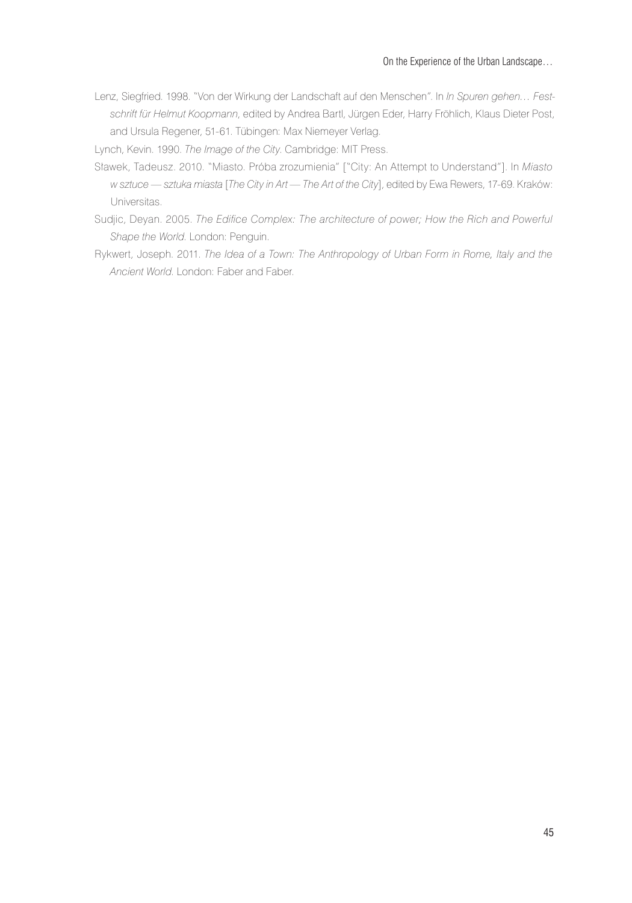Lenz, Siegfried. 1998. "Von der Wirkung der Landschaft auf den Menschen". In *In Spuren gehen… Festschrift für Helmut Koopmann*, edited by Andrea Bartl, Jürgen Eder, Harry Fröhlich, Klaus Dieter Post, and Ursula Regener, 51-61. Tübingen: Max Niemeyer Verlag.

Lynch, Kevin. 1990. *The Image of the City*. Cambridge: MIT Press.

Sławek, Tadeusz. 2010. "Miasto. Próba zrozumienia" ["City: An Attempt to Understand"]. In *Miasto w sztuce — sztuka miasta* [*The City in Art — The Art of the City*], edited by Ewa Rewers, 17-69. Kraków: Universitas.

Sudjic, Deyan. 2005. *The Edifice Complex: The architecture of power; How the Rich and Powerful Shape the World*. London: Penguin.

Rykwert, Joseph. 2011. *The Idea of a Town: The Anthropology of Urban Form in Rome, Italy and the Ancient World*. London: Faber and Faber.